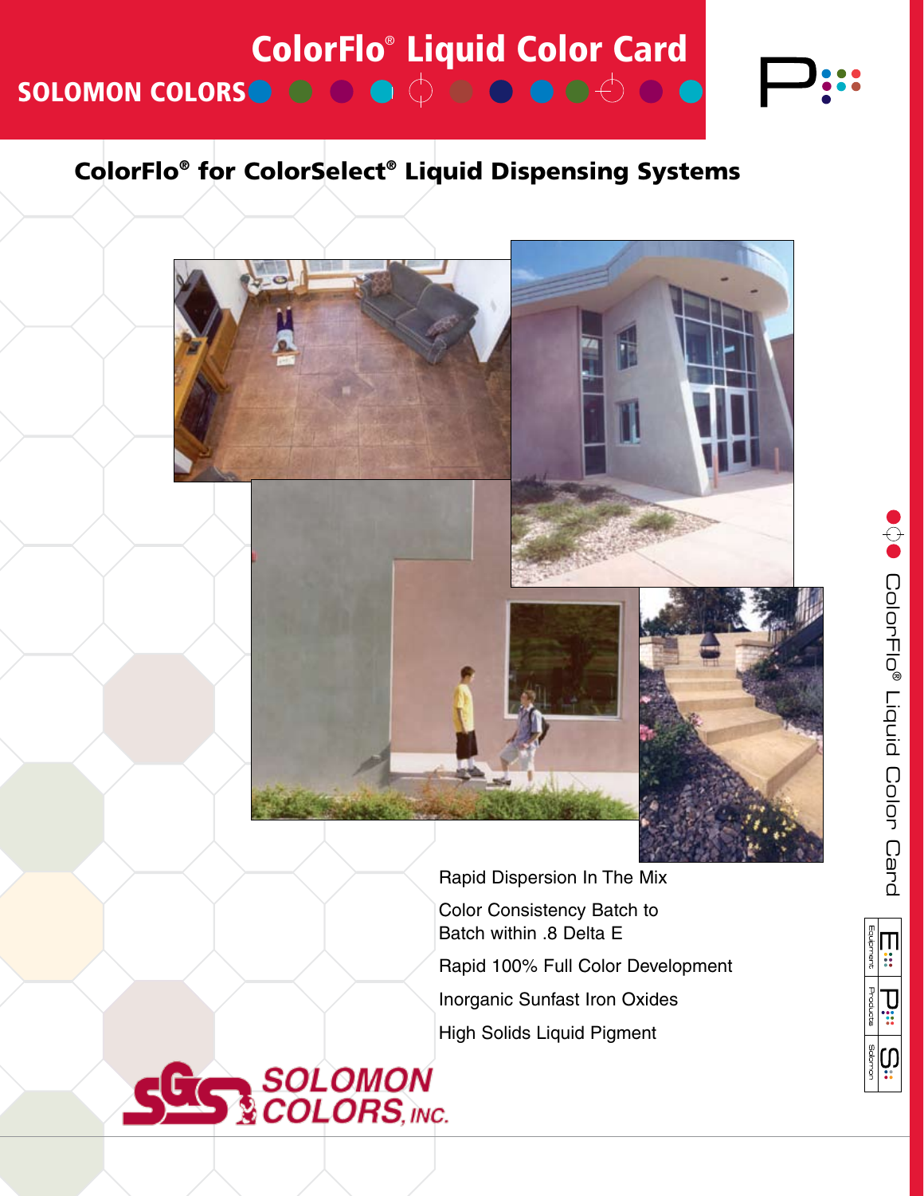# ColorFlo® Liquid Color Card

SOLOMON COLORS

## ColorFlo® for ColorSelect® Liquid Dispensing Systems

Rapid Dispersion In The Mix

Color Consistency Batch to Batch within .8 Delta E

Rapid 100% Full Color Development

Inorganic Sunfast Iron Oxides

High Solids Liquid Pigment

SOLOMON COLORS, INC.

ColorFlo® Liquid Color Card

Equipment | Products | Solomon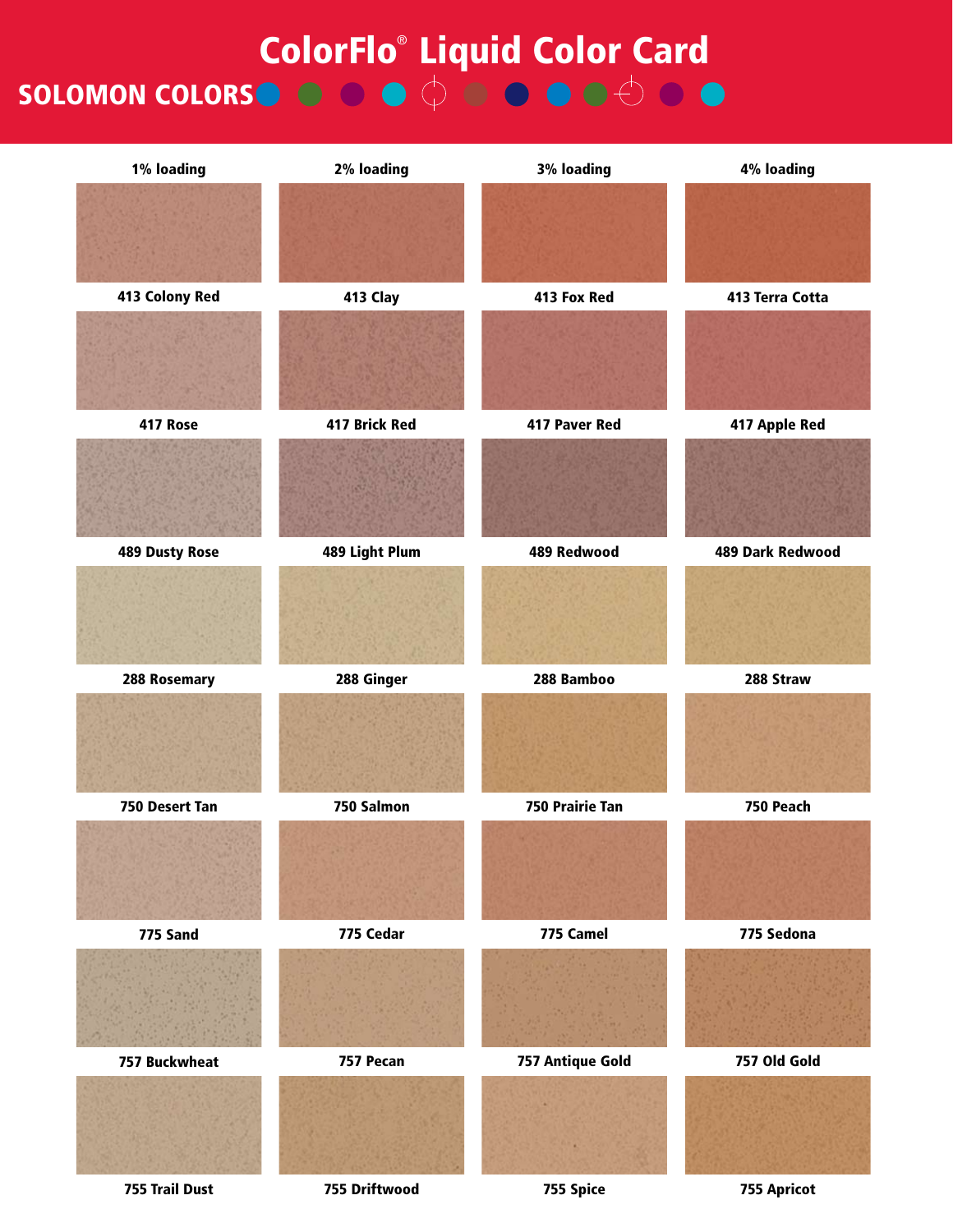# ColorFlo® Liquid Color Card

## SOLOMON COLORS

| 1% loading | 2% loading | 3% loading | 4% loading |
|---|---|---|---|
| 413 Colony Red | 413 Clay | 413 Fox Red | 413 Terra Cotta |
| 417 Rose | 417 Brick Red | 417 Paver Red | 417 Apple Red |
| 489 Dusty Rose | 489 Light Plum | 489 Redwood | 489 Dark Redwood |
| 288 Rosemary | 288 Ginger | 288 Bamboo | 288 Straw |
| 750 Desert Tan | 750 Salmon | 750 Prairie Tan | 750 Peach |
| 775 Sand | 775 Cedar | 775 Camel | 775 Sedona |
| 757 Buckwheat | 757 Pecan | 757 Antique Gold | 757 Old Gold |
| 755 Trail Dust | 755 Driftwood | 755 Spice | 755 Apricot |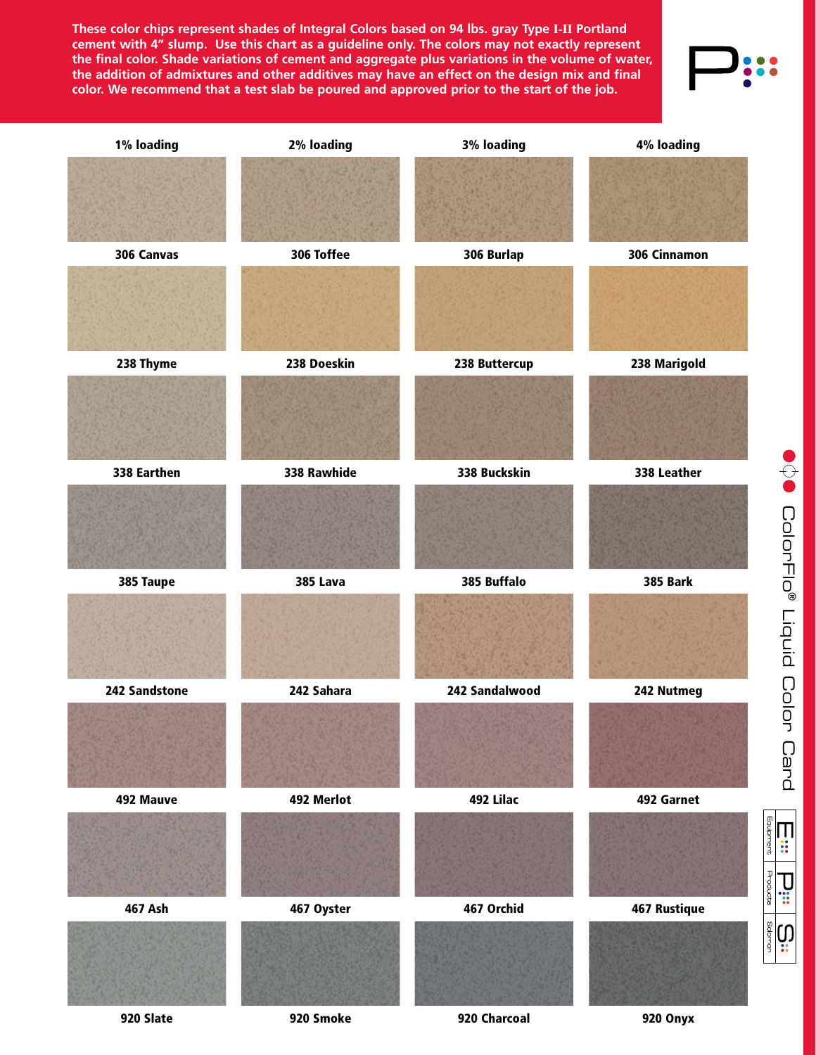These color chips represent shades of Integral Colors based on 94 lbs. gray Type I-II Portland cement with 4" slump. Use this chart as a guideline only. The colors may not exactly represent the final color. Shade variations of cement and aggregate plus variations in the volume of water, the addition of admixtures and other additives may have an effect on the design mix and final color. We recommend that a test slab be poured and approved prior to the start of the job.

| 1% loading | 2% loading | 3% loading | 4% loading |
|---|---|---|---|
| 306 Canvas | 306 Toffee | 306 Burlap | 306 Cinnamon |
| 238 Thyme | 238 Doeskin | 238 Buttercup | 238 Marigold |
| 338 Earthen | 338 Rawhide | 338 Buckskin | 338 Leather |
| 385 Taupe | 385 Lava | 385 Buffalo | 385 Bark |
| 242 Sandstone | 242 Sahara | 242 Sandalwood | 242 Nutmeg |
| 492 Mauve | 492 Merlot | 492 Lilac | 492 Garnet |
| 467 Ash | 467 Oyster | 467 Orchid | 467 Rustique |
| 920 Slate | 920 Smoke | 920 Charcoal | 920 Onyx |

ColorFlo® Liquid Color Card

Equipment Products Solomon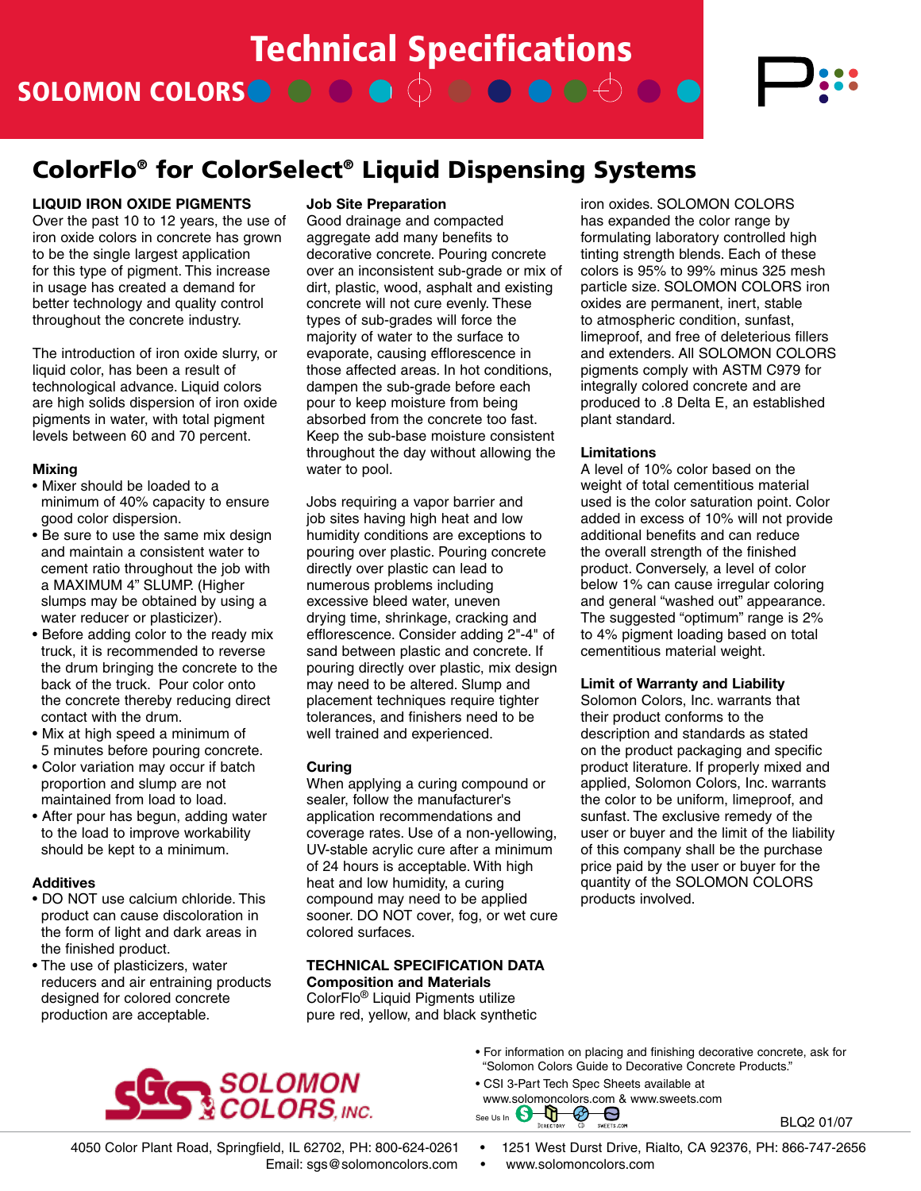# Technical Specifications

## SOLOMON COLORS

# ColorFlo® for ColorSelect® Liquid Dispensing Systems

**LIQUID IRON OXIDE PIGMENTS**

Over the past 10 to 12 years, the use of iron oxide colors in concrete has grown to be the single largest application for this type of pigment. This increase in usage has created a demand for better technology and quality control throughout the concrete industry.

The introduction of iron oxide slurry, or liquid color, has been a result of technological advance. Liquid colors are high solids dispersion of iron oxide pigments in water, with total pigment levels between 60 and 70 percent.

**Mixing**

- Mixer should be loaded to a minimum of 40% capacity to ensure good color dispersion.
- Be sure to use the same mix design and maintain a consistent water to cement ratio throughout the job with a MAXIMUM 4" SLUMP. (Higher slumps may be obtained by using a water reducer or plasticizer).
- Before adding color to the ready mix truck, it is recommended to reverse the drum bringing the concrete to the back of the truck. Pour color onto the concrete thereby reducing direct contact with the drum.
- Mix at high speed a minimum of 5 minutes before pouring concrete.
- Color variation may occur if batch proportion and slump are not maintained from load to load.
- After pour has begun, adding water to the load to improve workability should be kept to a minimum.

**Additives**

- DO NOT use calcium chloride. This product can cause discoloration in the form of light and dark areas in the finished product.
- The use of plasticizers, water reducers and air entraining products designed for colored concrete production are acceptable.

**Job Site Preparation**

Good drainage and compacted aggregate add many benefits to decorative concrete. Pouring concrete over an inconsistent sub-grade or mix of dirt, plastic, wood, asphalt and existing concrete will not cure evenly. These types of sub-grades will force the majority of water to the surface to evaporate, causing efflorescence in those affected areas. In hot conditions, dampen the sub-grade before each pour to keep moisture from being absorbed from the concrete too fast. Keep the sub-base moisture consistent throughout the day without allowing the water to pool.

Jobs requiring a vapor barrier and job sites having high heat and low humidity conditions are exceptions to pouring over plastic. Pouring concrete directly over plastic can lead to numerous problems including excessive bleed water, uneven drying time, shrinkage, cracking and efflorescence. Consider adding 2"-4" of sand between plastic and concrete. If pouring directly over plastic, mix design may need to be altered. Slump and placement techniques require tighter tolerances, and finishers need to be well trained and experienced.

**Curing**

When applying a curing compound or sealer, follow the manufacturer's application recommendations and coverage rates. Use of a non-yellowing, UV-stable acrylic cure after a minimum of 24 hours is acceptable. With high heat and low humidity, a curing compound may need to be applied sooner. DO NOT cover, fog, or wet cure colored surfaces.

**TECHNICAL SPECIFICATION DATA**

**Composition and Materials**

ColorFlo® Liquid Pigments utilize pure red, yellow, and black synthetic iron oxides. SOLOMON COLORS has expanded the color range by formulating laboratory controlled high tinting strength blends. Each of these colors is 95% to 99% minus 325 mesh particle size. SOLOMON COLORS iron oxides are permanent, inert, stable to atmospheric condition, sunfast, limeproof, and free of deleterious fillers and extenders. All SOLOMON COLORS pigments comply with ASTM C979 for integrally colored concrete and are produced to .8 Delta E, an established plant standard.

**Limitations**

A level of 10% color based on the weight of total cementitious material used is the color saturation point. Color added in excess of 10% will not provide additional benefits and can reduce the overall strength of the finished product. Conversely, a level of color below 1% can cause irregular coloring and general "washed out" appearance. The suggested "optimum" range is 2% to 4% pigment loading based on total cementitious material weight.

**Limit of Warranty and Liability**

Solomon Colors, Inc. warrants that their product conforms to the description and standards as stated on the product packaging and specific product literature. If properly mixed and applied, Solomon Colors, Inc. warrants the color to be uniform, limeproof, and sunfast. The exclusive remedy of the user or buyer and the limit of the liability of this company shall be the purchase price paid by the user or buyer for the quantity of the SOLOMON COLORS products involved.

SOLOMON COLORS, INC.

- For information on placing and finishing decorative concrete, ask for "Solomon Colors Guide to Decorative Concrete Products."
- CSI 3-Part Tech Spec Sheets available at www.solomoncolors.com & www.sweets.com

See Us In

BLQ2 01/07

4050 Color Plant Road, Springfield, IL 62702, PH: 800-624-0261 • 1251 West Durst Drive, Rialto, CA 92376, PH: 866-747-2656
Email: sgs@solomoncolors.com • www.solomoncolors.com